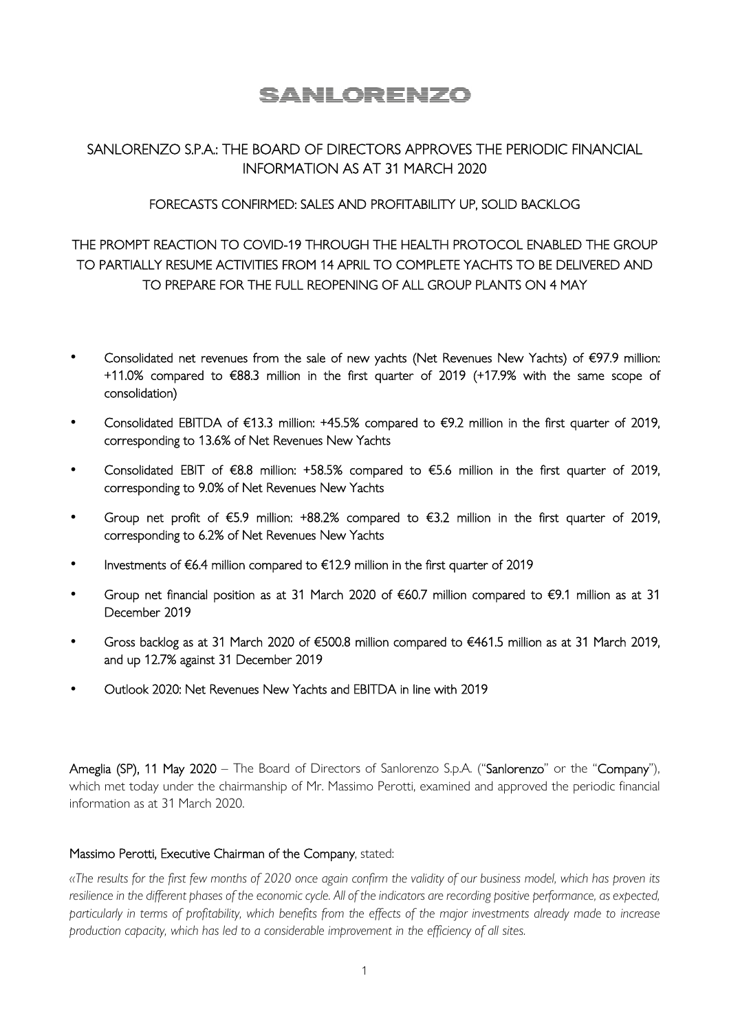# SANLORENZO

## SANLORENZO S.P.A.: THE BOARD OF DIRECTORS APPROVES THE PERIODIC FINANCIAL INFORMATION AS AT 31 MARCH 2020

### FORECASTS CONFIRMED: SALES AND PROFITABILITY UP, SOLID BACKLOG

### THE PROMPT REACTION TO COVID-19 THROUGH THE HEALTH PROTOCOL ENABLED THE GROUP TO PARTIALLY RESUME ACTIVITIES FROM 14 APRIL TO COMPLETE YACHTS TO BE DELIVERED AND TO PREPARE FOR THE FULL REOPENING OF ALL GROUP PLANTS ON 4 MAY

- Consolidated net revenues from the sale of new yachts (Net Revenues New Yachts) of €97.9 million: +11.0% compared to €88.3 million in the first quarter of 2019 (+17.9% with the same scope of consolidation)
- Consolidated EBITDA of €13.3 million: +45.5% compared to €9.2 million in the first quarter of 2019, corresponding to 13.6% of Net Revenues New Yachts
- Consolidated EBIT of €8.8 million: +58.5% compared to €5.6 million in the first quarter of 2019, corresponding to 9.0% of Net Revenues New Yachts
- Group net profit of €5.9 million: +88.2% compared to €3.2 million in the first quarter of 2019, corresponding to 6.2% of Net Revenues New Yachts
- Investments of €6.4 million compared to €12.9 million in the first quarter of 2019
- Group net financial position as at 31 March 2020 of €60.7 million compared to €9.1 million as at 31 December 2019
- Gross backlog as at 31 March 2020 of €500.8 million compared to €461.5 million as at 31 March 2019, and up 12.7% against 31 December 2019
- Outlook 2020: Net Revenues New Yachts and EBITDA in line with 2019

**Ameglia (SP), 11 May 2020** – The Board of Directors of Sanlorenzo S.p.A. ("**Sanlorenzo**" or the "**Company**"), which met today under the chairmanship of Mr. Massimo Perotti, examined and approved the periodic financial information as at 31 March 2020.

**Massimo Perotti, Executive Chairman of the Company**, stated:

*«The results for the first few months of 2020 once again confirm the validity of our business model, which has proven its resilience in the different phases of the economic cycle. All of the indicators are recording positive performance, as expected, particularly in terms of profitability, which benefits from the effects of the major investments already made to increase production capacity, which has led to a considerable improvement in the efficiency of all sites.*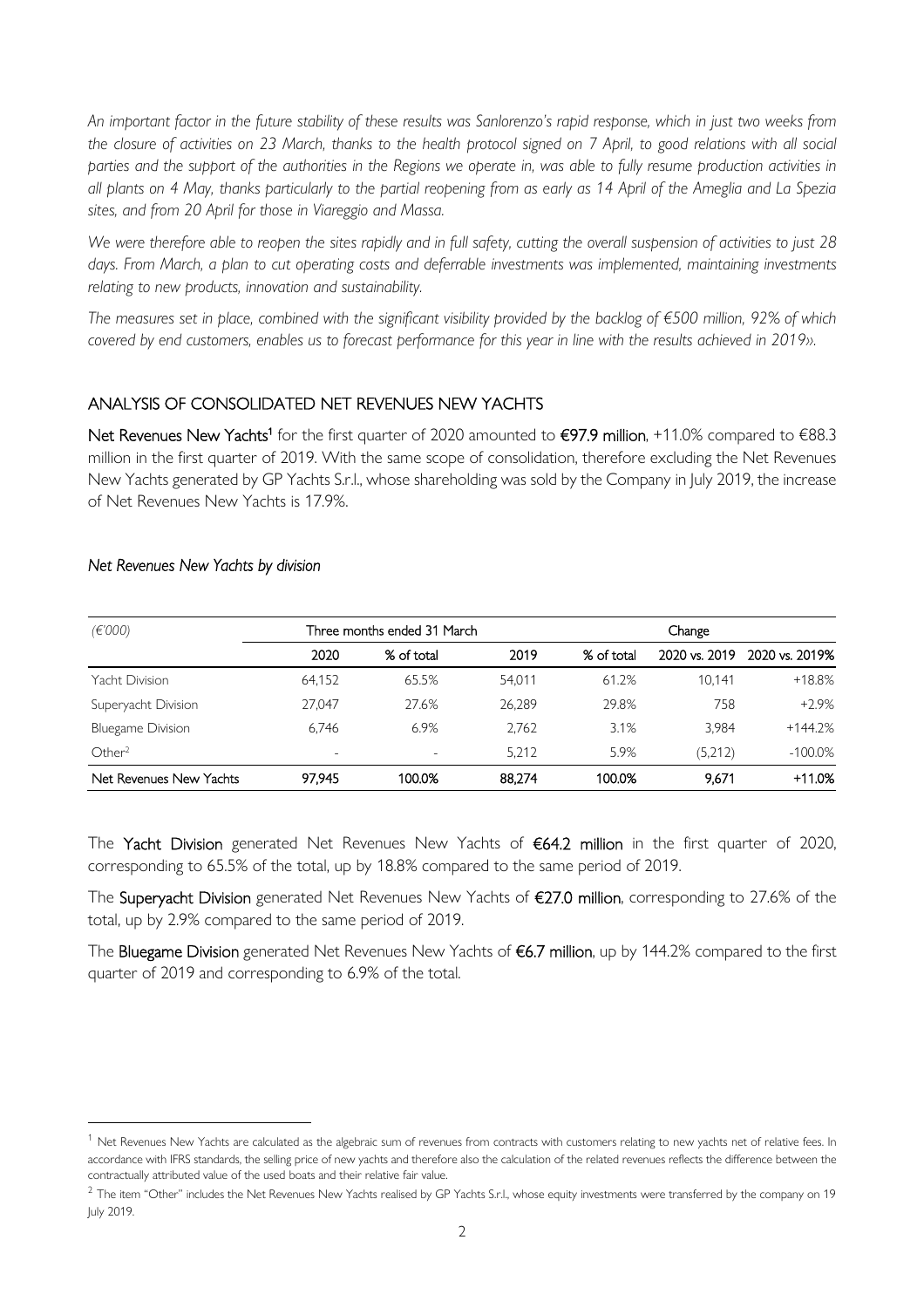*An important factor in the future stability of these results was Sanlorenzo's rapid response, which in just two weeks from the closure of activities on 23 March, thanks to the health protocol signed on 7 April, to good relations with all social parties and the support of the authorities in the Regions we operate in, was able to fully resume production activities in all plants on 4 May, thanks particularly to the partial reopening from as early as 14 April of the Ameglia and La Spezia sites, and from 20 April for those in Viareggio and Massa.*

*We were therefore able to reopen the sites rapidly and in full safety, cutting the overall suspension of activities to just 28 days. From March, a plan to cut operating costs and deferrable investments was implemented, maintaining investments relating to new products, innovation and sustainability.*

*The measures set in place, combined with the significant visibility provided by the backlog of €500 million, 92% of which covered by end customers, enables us to forecast performance for this year in line with the results achieved in 2019».*

## ANALYSIS OF CONSOLIDATED NET REVENUES NEW YACHTS

**Net Revenues New Yachts**[1] for the first quarter of 2020 amounted to **€97.9 million**, +11.0% compared to €88.3 million in the first quarter of 2019. With the same scope of consolidation, therefore excluding the Net Revenues New Yachts generated by GP Yachts S.r.l., whose shareholding was sold by the Company in July 2019, the increase of Net Revenues New Yachts is 17.9%.

*Net Revenues New Yachts by division*

| *(€'000)* | Three months ended 31 March | | | | Change | |
|---|---|---|---|---|---|---|
| | 2020 | % of total | 2019 | % of total | 2020 vs. 2019 | 2020 vs. 2019% |
| Yacht Division | 64,152 | 65.5% | 54,011 | 61.2% | 10,141 | +18.8% |
| Superyacht Division | 27,047 | 27.6% | 26,289 | 29.8% | 758 | +2.9% |
| Bluegame Division | 6,746 | 6.9% | 2,762 | 3.1% | 3,984 | +144.2% |
| Other[2] | - | - | 5,212 | 5.9% | (5,212) | -100.0% |
| **Net Revenues New Yachts** | **97,945** | **100.0%** | **88,274** | **100.0%** | **9,671** | **+11.0%** |

The **Yacht Division** generated Net Revenues New Yachts of **€64.2 million** in the first quarter of 2020, corresponding to 65.5% of the total, up by 18.8% compared to the same period of 2019.

The **Superyacht Division** generated Net Revenues New Yachts of **€27.0 million**, corresponding to 27.6% of the total, up by 2.9% compared to the same period of 2019.

The **Bluegame Division** generated Net Revenues New Yachts of **€6.7 million**, up by 144.2% compared to the first quarter of 2019 and corresponding to 6.9% of the total.

---

[1] Net Revenues New Yachts are calculated as the algebraic sum of revenues from contracts with customers relating to new yachts net of relative fees. In accordance with IFRS standards, the selling price of new yachts and therefore also the calculation of the related revenues reflects the difference between the contractually attributed value of the used boats and their relative fair value.

[2] The item "Other" includes the Net Revenues New Yachts realised by GP Yachts S.r.l., whose equity investments were transferred by the company on 19 July 2019.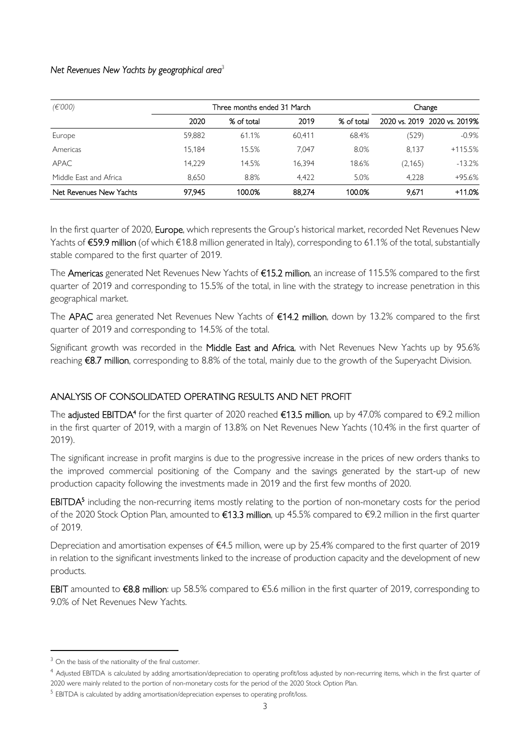*Net Revenues New Yachts by geographical area*[3]

| *(€'000)* | Three months ended 31 March | | | | Change | |
|---|---|---|---|---|---|---|
| | 2020 | % of total | 2019 | % of total | 2020 vs. 2019 | 2020 vs. 2019% |
| Europe | 59,882 | 61.1% | 60,411 | 68.4% | (529) | -0.9% |
| Americas | 15,184 | 15.5% | 7,047 | 8.0% | 8,137 | +115.5% |
| APAC | 14,229 | 14.5% | 16,394 | 18.6% | (2,165) | -13.2% |
| Middle East and Africa | 8,650 | 8.8% | 4,422 | 5.0% | 4,228 | +95.6% |
| Net Revenues New Yachts | 97,945 | 100.0% | 88,274 | 100.0% | 9,671 | +11.0% |

In the first quarter of 2020, **Europe**, which represents the Group's historical market, recorded Net Revenues New Yachts of **€59.9 million** (of which €18.8 million generated in Italy), corresponding to 61.1% of the total, substantially stable compared to the first quarter of 2019.

The **Americas** generated Net Revenues New Yachts of **€15.2 million**, an increase of 115.5% compared to the first quarter of 2019 and corresponding to 15.5% of the total, in line with the strategy to increase penetration in this geographical market.

The **APAC** area generated Net Revenues New Yachts of **€14.2 million**, down by 13.2% compared to the first quarter of 2019 and corresponding to 14.5% of the total.

Significant growth was recorded in the **Middle East and Africa**, with Net Revenues New Yachts up by 95.6% reaching **€8.7 million**, corresponding to 8.8% of the total, mainly due to the growth of the Superyacht Division.

## ANALYSIS OF CONSOLIDATED OPERATING RESULTS AND NET PROFIT

The **adjusted EBITDA**[4] for the first quarter of 2020 reached **€13.5 million**, up by 47.0% compared to €9.2 million in the first quarter of 2019, with a margin of 13.8% on Net Revenues New Yachts (10.4% in the first quarter of 2019).

The significant increase in profit margins is due to the progressive increase in the prices of new orders thanks to the improved commercial positioning of the Company and the savings generated by the start-up of new production capacity following the investments made in 2019 and the first few months of 2020.

**EBITDA**[5] including the non-recurring items mostly relating to the portion of non-monetary costs for the period of the 2020 Stock Option Plan, amounted to **€13.3 million**, up 45.5% compared to €9.2 million in the first quarter of 2019.

Depreciation and amortisation expenses of €4.5 million, were up by 25.4% compared to the first quarter of 2019 in relation to the significant investments linked to the increase of production capacity and the development of new products.

**EBIT** amounted to **€8.8 million**: up 58.5% compared to €5.6 million in the first quarter of 2019, corresponding to 9.0% of Net Revenues New Yachts.

---

[3] On the basis of the nationality of the final customer.

[4] Adjusted EBITDA is calculated by adding amortisation/depreciation to operating profit/loss adjusted by non-recurring items, which in the first quarter of 2020 were mainly related to the portion of non-monetary costs for the period of the 2020 Stock Option Plan.

[5] EBITDA is calculated by adding amortisation/depreciation expenses to operating profit/loss.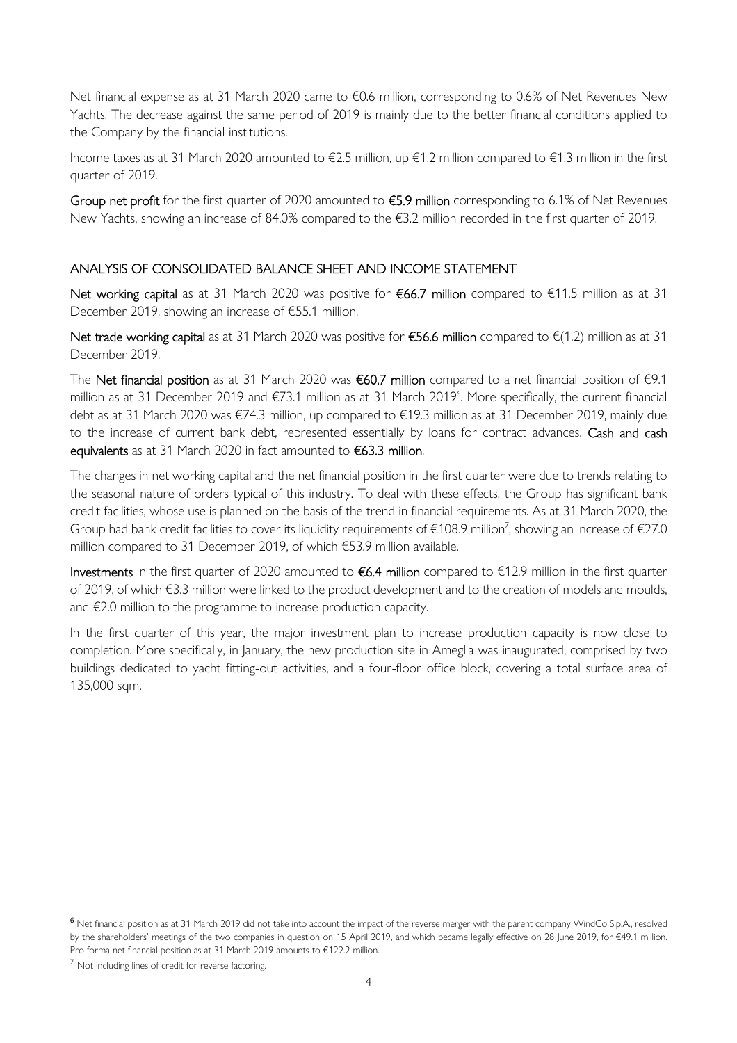Net financial expense as at 31 March 2020 came to €0.6 million, corresponding to 0.6% of Net Revenues New Yachts. The decrease against the same period of 2019 is mainly due to the better financial conditions applied to the Company by the financial institutions.

Income taxes as at 31 March 2020 amounted to €2.5 million, up €1.2 million compared to €1.3 million in the first quarter of 2019.

Group net profit for the first quarter of 2020 amounted to **€5.9 million** corresponding to 6.1% of Net Revenues New Yachts, showing an increase of 84.0% compared to the €3.2 million recorded in the first quarter of 2019.

## ANALYSIS OF CONSOLIDATED BALANCE SHEET AND INCOME STATEMENT

Net working capital as at 31 March 2020 was positive for **€66.7 million** compared to €11.5 million as at 31 December 2019, showing an increase of €55.1 million.

Net trade working capital as at 31 March 2020 was positive for **€56.6 million** compared to €(1.2) million as at 31 December 2019.

The Net financial position as at 31 March 2020 was **€60.7 million** compared to a net financial position of €9.1 million as at 31 December 2019 and €73.1 million as at 31 March 2019[6]. More specifically, the current financial debt as at 31 March 2020 was €74.3 million, up compared to €19.3 million as at 31 December 2019, mainly due to the increase of current bank debt, represented essentially by loans for contract advances. Cash and cash equivalents as at 31 March 2020 in fact amounted to **€63.3 million**.

The changes in net working capital and the net financial position in the first quarter were due to trends relating to the seasonal nature of orders typical of this industry. To deal with these effects, the Group has significant bank credit facilities, whose use is planned on the basis of the trend in financial requirements. As at 31 March 2020, the Group had bank credit facilities to cover its liquidity requirements of €108.9 million[7], showing an increase of €27.0 million compared to 31 December 2019, of which €53.9 million available.

Investments in the first quarter of 2020 amounted to **€6.4 million** compared to €12.9 million in the first quarter of 2019, of which €3.3 million were linked to the product development and to the creation of models and moulds, and €2.0 million to the programme to increase production capacity.

In the first quarter of this year, the major investment plan to increase production capacity is now close to completion. More specifically, in January, the new production site in Ameglia was inaugurated, comprised by two buildings dedicated to yacht fitting-out activities, and a four-floor office block, covering a total surface area of 135,000 sqm.

---

[6] Net financial position as at 31 March 2019 did not take into account the impact of the reverse merger with the parent company WindCo S.p.A., resolved by the shareholders' meetings of the two companies in question on 15 April 2019, and which became legally effective on 28 June 2019, for €49.1 million. Pro forma net financial position as at 31 March 2019 amounts to €122.2 million.

[7] Not including lines of credit for reverse factoring.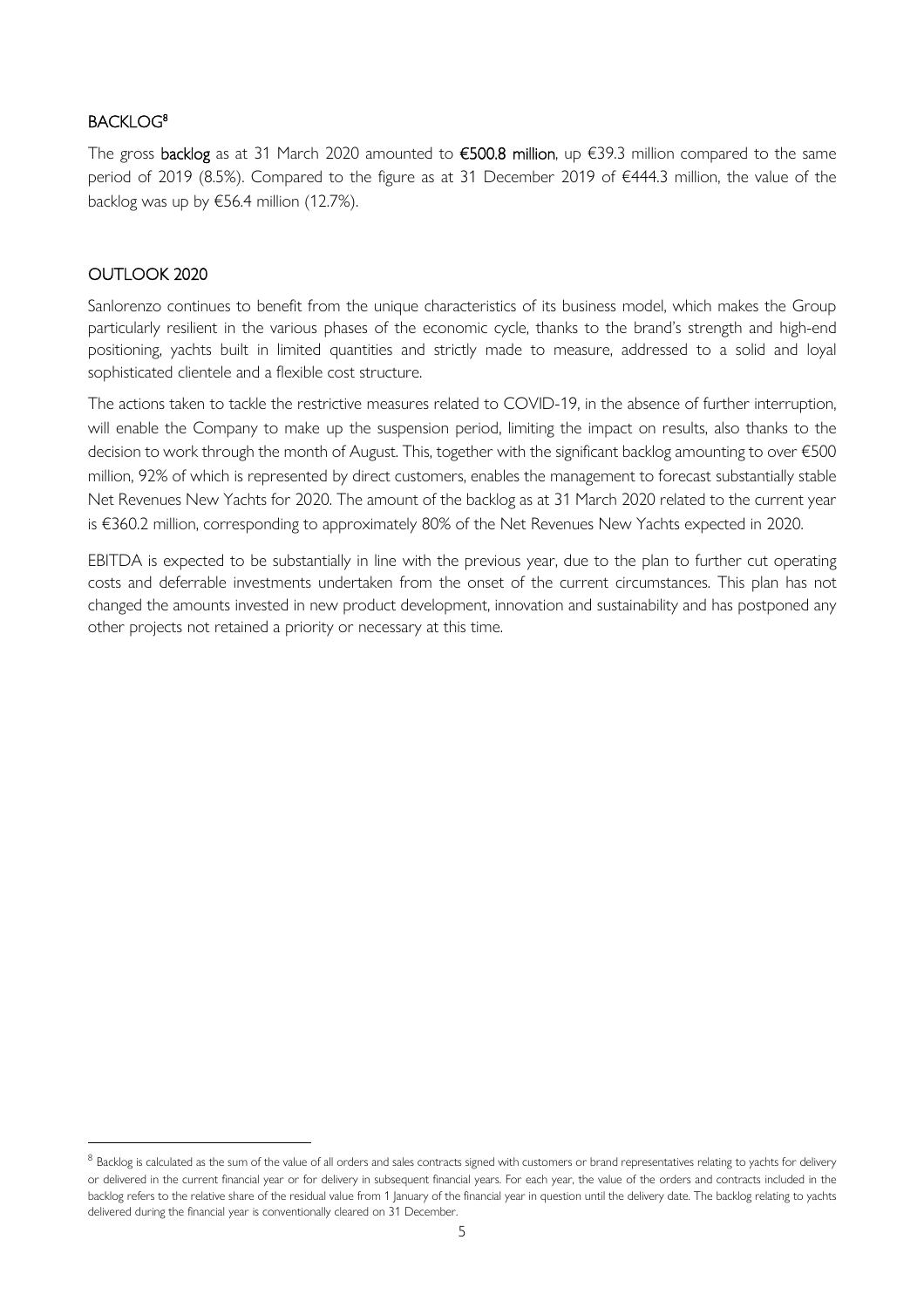## BACKLOG[8]

The gross **backlog** as at 31 March 2020 amounted to **€500.8 million**, up €39.3 million compared to the same period of 2019 (8.5%). Compared to the figure as at 31 December 2019 of €444.3 million, the value of the backlog was up by €56.4 million (12.7%).

## OUTLOOK 2020

Sanlorenzo continues to benefit from the unique characteristics of its business model, which makes the Group particularly resilient in the various phases of the economic cycle, thanks to the brand's strength and high-end positioning, yachts built in limited quantities and strictly made to measure, addressed to a solid and loyal sophisticated clientele and a flexible cost structure.

The actions taken to tackle the restrictive measures related to COVID-19, in the absence of further interruption, will enable the Company to make up the suspension period, limiting the impact on results, also thanks to the decision to work through the month of August. This, together with the significant backlog amounting to over €500 million, 92% of which is represented by direct customers, enables the management to forecast substantially stable Net Revenues New Yachts for 2020. The amount of the backlog as at 31 March 2020 related to the current year is €360.2 million, corresponding to approximately 80% of the Net Revenues New Yachts expected in 2020.

EBITDA is expected to be substantially in line with the previous year, due to the plan to further cut operating costs and deferrable investments undertaken from the onset of the current circumstances. This plan has not changed the amounts invested in new product development, innovation and sustainability and has postponed any other projects not retained a priority or necessary at this time.

---

[8] Backlog is calculated as the sum of the value of all orders and sales contracts signed with customers or brand representatives relating to yachts for delivery or delivered in the current financial year or for delivery in subsequent financial years. For each year, the value of the orders and contracts included in the backlog refers to the relative share of the residual value from 1 January of the financial year in question until the delivery date. The backlog relating to yachts delivered during the financial year is conventionally cleared on 31 December.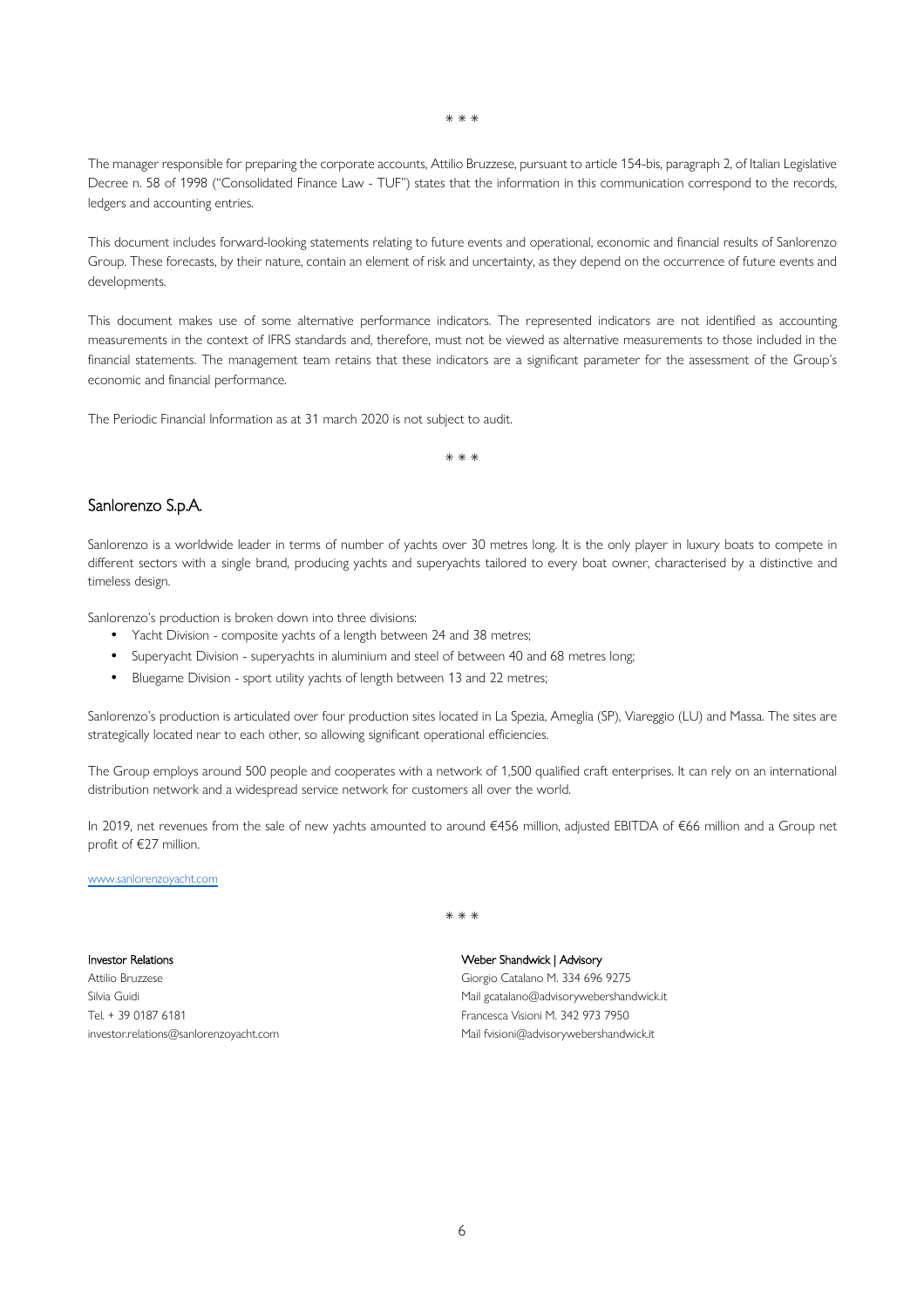\* \* \*

The manager responsible for preparing the corporate accounts, Attilio Bruzzese, pursuant to article 154-bis, paragraph 2, of Italian Legislative Decree n. 58 of 1998 ("Consolidated Finance Law - TUF") states that the information in this communication correspond to the records, ledgers and accounting entries.

This document includes forward-looking statements relating to future events and operational, economic and financial results of Sanlorenzo Group. These forecasts, by their nature, contain an element of risk and uncertainty, as they depend on the occurrence of future events and developments.

This document makes use of some alternative performance indicators. The represented indicators are not identified as accounting measurements in the context of IFRS standards and, therefore, must not be viewed as alternative measurements to those included in the financial statements. The management team retains that these indicators are a significant parameter for the assessment of the Group's economic and financial performance.

The Periodic Financial Information as at 31 march 2020 is not subject to audit.

\* \* \*

## Sanlorenzo S.p.A.

Sanlorenzo is a worldwide leader in terms of number of yachts over 30 metres long. It is the only player in luxury boats to compete in different sectors with a single brand, producing yachts and superyachts tailored to every boat owner, characterised by a distinctive and timeless design.

Sanlorenzo's production is broken down into three divisions:

- Yacht Division - composite yachts of a length between 24 and 38 metres;
- Superyacht Division - superyachts in aluminium and steel of between 40 and 68 metres long;
- Bluegame Division - sport utility yachts of length between 13 and 22 metres;

Sanlorenzo's production is articulated over four production sites located in La Spezia, Ameglia (SP), Viareggio (LU) and Massa. The sites are strategically located near to each other, so allowing significant operational efficiencies.

The Group employs around 500 people and cooperates with a network of 1,500 qualified craft enterprises. It can rely on an international distribution network and a widespread service network for customers all over the world.

In 2019, net revenues from the sale of new yachts amounted to around €456 million, adjusted EBITDA of €66 million and a Group net profit of €27 million.

www.sanlorenzoyacht.com

\* \* \*

**Investor Relations**
Attilio Bruzzese
Silvia Guidi
Tel. + 39 0187 6181
investor.relations@sanlorenzoyacht.com

**Weber Shandwick | Advisory**
Giorgio Catalano M. 334 696 9275
Mail gcatalano@advisorywebershandwick.it
Francesca Visioni M. 342 973 7950
Mail fvisioni@advisorywebershandwick.it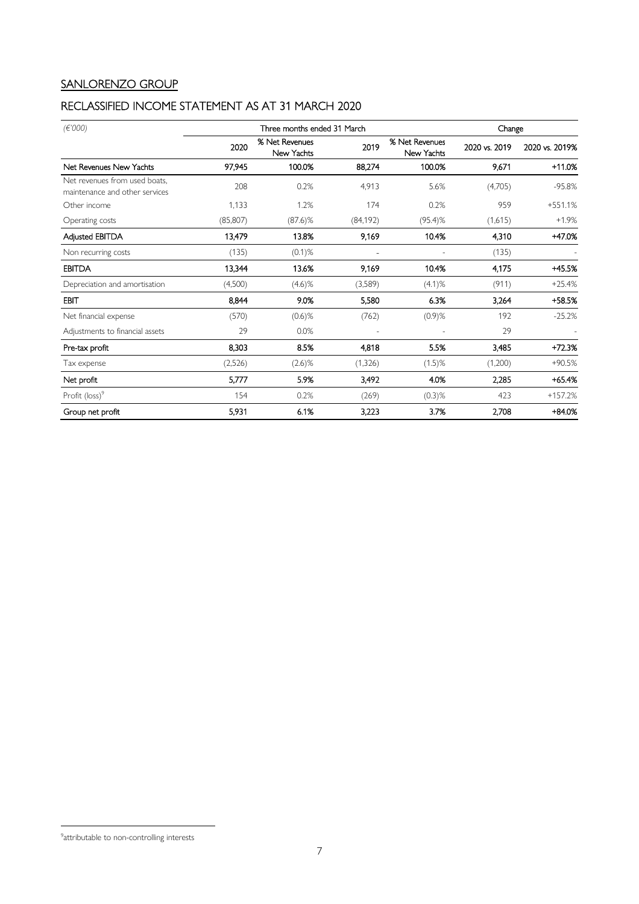## SANLORENZO GROUP

## RECLASSIFIED INCOME STATEMENT AS AT 31 MARCH 2020

| *(€'000)* | Three months ended 31 March | | | | Change | |
|---|---|---|---|---|---|---|
| | 2020 | % Net Revenues New Yachts | 2019 | % Net Revenues New Yachts | 2020 vs. 2019 | 2020 vs. 2019% |
| **Net Revenues New Yachts** | **97,945** | **100.0%** | **88,274** | **100.0%** | **9,671** | **+11.0%** |
| Net revenues from used boats, maintenance and other services | 208 | 0.2% | 4,913 | 5.6% | (4,705) | -95.8% |
| Other income | 1,133 | 1.2% | 174 | 0.2% | 959 | +551.1% |
| Operating costs | (85,807) | (87.6)% | (84,192) | (95.4)% | (1,615) | +1.9% |
| **Adjusted EBITDA** | **13,479** | **13.8%** | **9,169** | **10.4%** | **4,310** | **+47.0%** |
| Non recurring costs | (135) | (0.1)% | - | - | (135) | - |
| **EBITDA** | **13,344** | **13.6%** | **9,169** | **10.4%** | **4,175** | **+45.5%** |
| Depreciation and amortisation | (4,500) | (4.6)% | (3,589) | (4.1)% | (911) | +25.4% |
| **EBIT** | **8,844** | **9.0%** | **5,580** | **6.3%** | **3,264** | **+58.5%** |
| Net financial expense | (570) | (0.6)% | (762) | (0.9)% | 192 | -25.2% |
| Adjustments to financial assets | 29 | 0.0% | - | - | 29 | - |
| **Pre-tax profit** | **8,303** | **8.5%** | **4,818** | **5.5%** | **3,485** | **+72.3%** |
| Tax expense | (2,526) | (2.6)% | (1,326) | (1.5)% | (1,200) | +90.5% |
| **Net profit** | **5,777** | **5.9%** | **3,492** | **4.0%** | **2,285** | **+65.4%** |
| Profit (loss)[9] | 154 | 0.2% | (269) | (0.3)% | 423 | +157.2% |
| **Group net profit** | **5,931** | **6.1%** | **3,223** | **3.7%** | **2,708** | **+84.0%** |

[9]attributable to non-controlling interests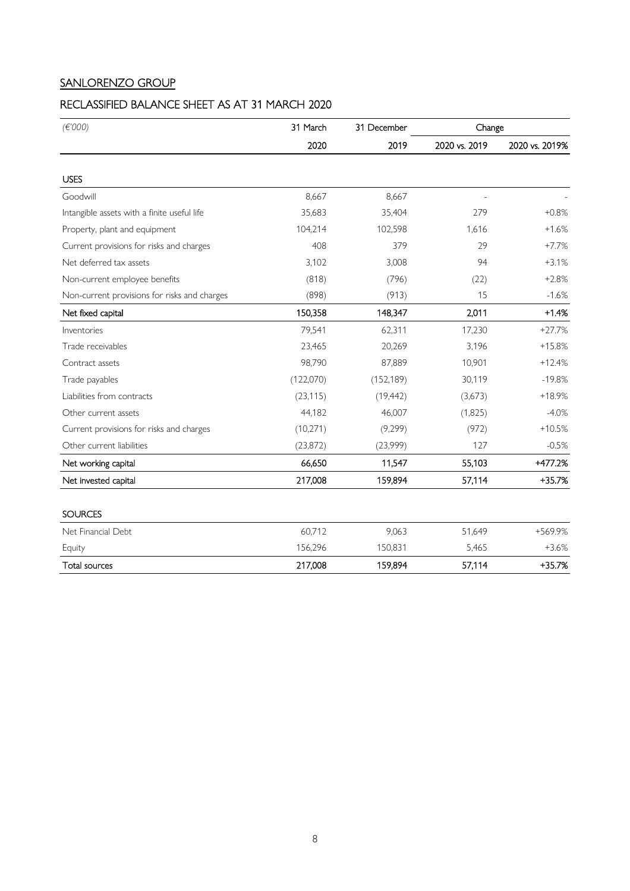## SANLORENZO GROUP

## RECLASSIFIED BALANCE SHEET AS AT 31 MARCH 2020

| *(€'000)* | 31 March | 31 December | Change | |
|---|---|---|---|---|
| | 2020 | 2019 | 2020 vs. 2019 | 2020 vs. 2019% |
| **USES** | | | | |
| Goodwill | 8,667 | 8,667 | - | - |
| Intangible assets with a finite useful life | 35,683 | 35,404 | 279 | +0.8% |
| Property, plant and equipment | 104,214 | 102,598 | 1,616 | +1.6% |
| Current provisions for risks and charges | 408 | 379 | 29 | +7.7% |
| Net deferred tax assets | 3,102 | 3,008 | 94 | +3.1% |
| Non-current employee benefits | (818) | (796) | (22) | +2.8% |
| Non-current provisions for risks and charges | (898) | (913) | 15 | -1.6% |
| **Net fixed capital** | **150,358** | **148,347** | **2,011** | **+1.4%** |
| Inventories | 79,541 | 62,311 | 17,230 | +27.7% |
| Trade receivables | 23,465 | 20,269 | 3,196 | +15.8% |
| Contract assets | 98,790 | 87,889 | 10,901 | +12.4% |
| Trade payables | (122,070) | (152,189) | 30,119 | -19.8% |
| Liabilities from contracts | (23,115) | (19,442) | (3,673) | +18.9% |
| Other current assets | 44,182 | 46,007 | (1,825) | -4.0% |
| Current provisions for risks and charges | (10,271) | (9,299) | (972) | +10.5% |
| Other current liabilities | (23,872) | (23,999) | 127 | -0.5% |
| **Net working capital** | **66,650** | **11,547** | **55,103** | **+477.2%** |
| **Net invested capital** | **217,008** | **159,894** | **57,114** | **+35.7%** |
| **SOURCES** | | | | |
| Net Financial Debt | 60,712 | 9,063 | 51,649 | +569.9% |
| Equity | 156,296 | 150,831 | 5,465 | +3.6% |
| **Total sources** | **217,008** | **159,894** | **57,114** | **+35.7%** |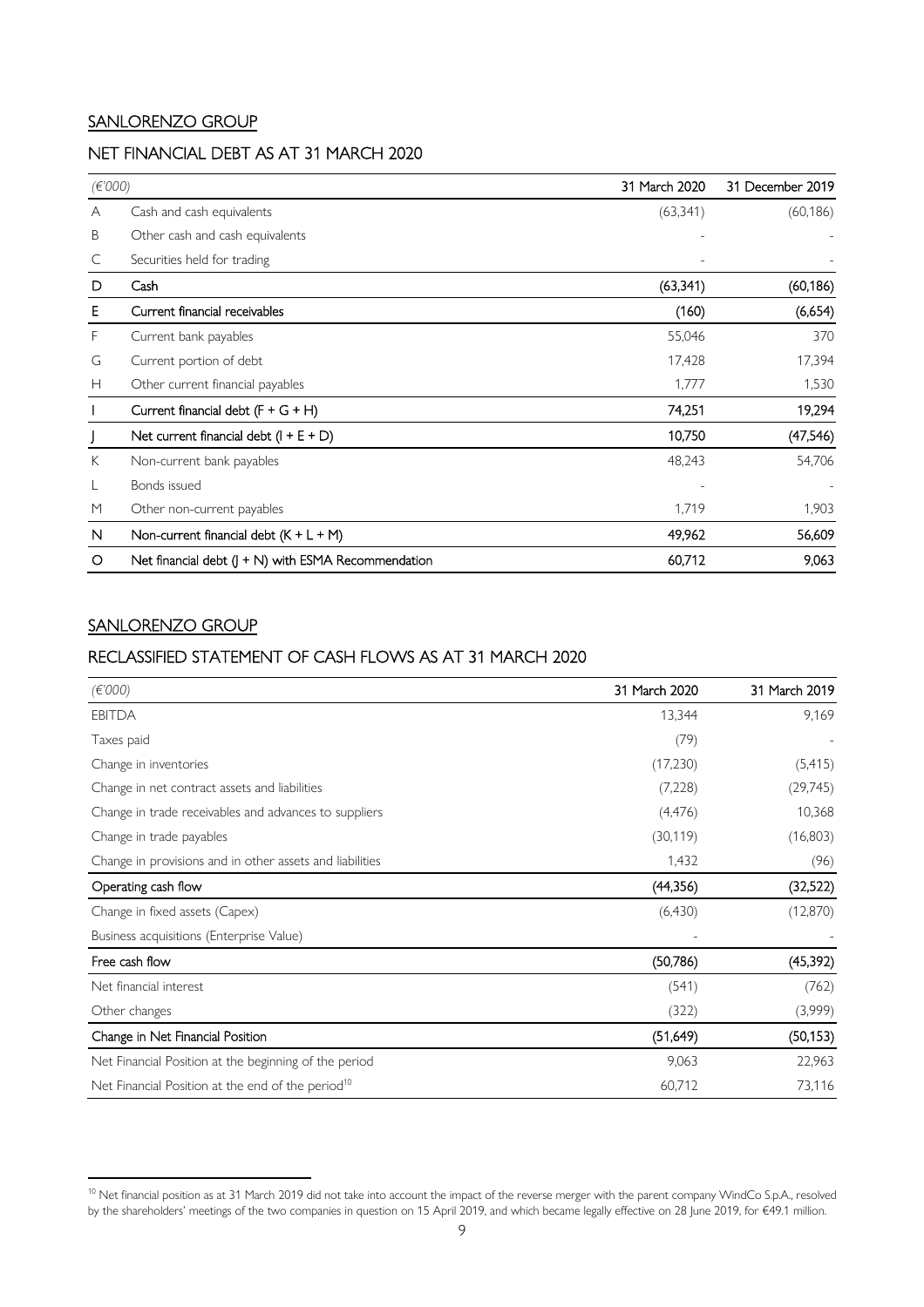## SANLORENZO GROUP

## NET FINANCIAL DEBT AS AT 31 MARCH 2020

| *(€'000)* | | 31 March 2020 | 31 December 2019 |
|---|---|---|---|
| A | Cash and cash equivalents | (63,341) | (60,186) |
| B | Other cash and cash equivalents | - | - |
| C | Securities held for trading | - | - |
| D | Cash | (63,341) | (60,186) |
| E | Current financial receivables | (160) | (6,654) |
| F | Current bank payables | 55,046 | 370 |
| G | Current portion of debt | 17,428 | 17,394 |
| H | Other current financial payables | 1,777 | 1,530 |
| I | Current financial debt (F + G + H) | 74,251 | 19,294 |
| J | Net current financial debt (I + E + D) | 10,750 | (47,546) |
| K | Non-current bank payables | 48,243 | 54,706 |
| L | Bonds issued | - | - |
| M | Other non-current payables | 1,719 | 1,903 |
| N | Non-current financial debt (K + L + M) | 49,962 | 56,609 |
| O | Net financial debt (J + N) with ESMA Recommendation | 60,712 | 9,063 |

## SANLORENZO GROUP

## RECLASSIFIED STATEMENT OF CASH FLOWS AS AT 31 MARCH 2020

| *(€'000)* | 31 March 2020 | 31 March 2019 |
|---|---|---|
| EBITDA | 13,344 | 9,169 |
| Taxes paid | (79) | - |
| Change in inventories | (17,230) | (5,415) |
| Change in net contract assets and liabilities | (7,228) | (29,745) |
| Change in trade receivables and advances to suppliers | (4,476) | 10,368 |
| Change in trade payables | (30,119) | (16,803) |
| Change in provisions and in other assets and liabilities | 1,432 | (96) |
| Operating cash flow | (44,356) | (32,522) |
| Change in fixed assets (Capex) | (6,430) | (12,870) |
| Business acquisitions (Enterprise Value) | - | - |
| Free cash flow | (50,786) | (45,392) |
| Net financial interest | (541) | (762) |
| Other changes | (322) | (3,999) |
| Change in Net Financial Position | (51,649) | (50,153) |
| Net Financial Position at the beginning of the period | 9,063 | 22,963 |
| Net Financial Position at the end of the period[10] | 60,712 | 73,116 |

[10] Net financial position as at 31 March 2019 did not take into account the impact of the reverse merger with the parent company WindCo S.p.A., resolved by the shareholders' meetings of the two companies in question on 15 April 2019, and which became legally effective on 28 June 2019, for €49.1 million.